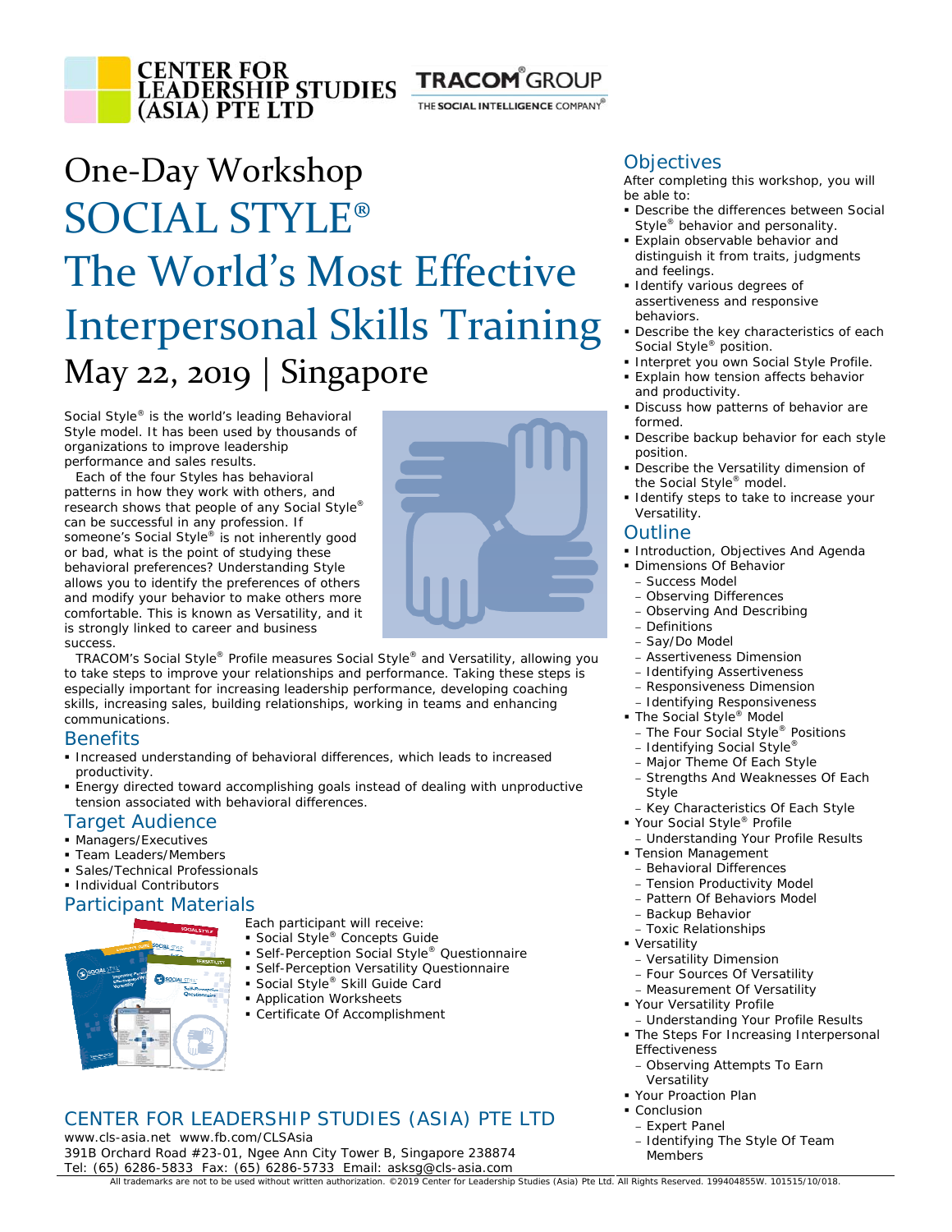CENTER FOR LEADERSHIP STUDIES (ASIA) PTE LTD

TRACOM® GROUP
THE SOCIAL INTELLIGENCE COMPANY®

# One-Day Workshop
# SOCIAL STYLE®
# The World's Most Effective Interpersonal Skills Training
## May 22, 2019 | Singapore

Social Style® is the world's leading Behavioral Style model. It has been used by thousands of organizations to improve leadership performance and sales results.

Each of the four Styles has behavioral patterns in how they work with others, and research shows that people of any Social Style® can be successful in any profession. If someone's Social Style® is not inherently good or bad, what is the point of studying these behavioral preferences? Understanding Style allows you to identify the preferences of others and modify your behavior to make others more comfortable. This is known as Versatility, and it is strongly linked to career and business success.

TRACOM's Social Style® Profile measures Social Style® and Versatility, allowing you to take steps to improve your relationships and performance. Taking these steps is especially important for increasing leadership performance, developing coaching skills, increasing sales, building relationships, working in teams and enhancing communications.

## Benefits

- Increased understanding of behavioral differences, which leads to increased productivity.
- Energy directed toward accomplishing goals instead of dealing with unproductive tension associated with behavioral differences.

## Target Audience

- Managers/Executives
- Team Leaders/Members
- Sales/Technical Professionals
- Individual Contributors

## Participant Materials

Each participant will receive:

- Social Style® Concepts Guide
- Self-Perception Social Style® Questionnaire
- Self-Perception Versatility Questionnaire
- Social Style® Skill Guide Card
- Application Worksheets
- Certificate Of Accomplishment

## Objectives

After completing this workshop, you will be able to:

- Describe the differences between Social Style® behavior and personality.
- Explain observable behavior and distinguish it from traits, judgments and feelings.
- Identify various degrees of assertiveness and responsive behaviors.
- Describe the key characteristics of each Social Style® position.
- Interpret you own Social Style Profile.
- Explain how tension affects behavior and productivity.
- Discuss how patterns of behavior are formed.
- Describe backup behavior for each style position.
- Describe the Versatility dimension of the Social Style® model.
- Identify steps to take to increase your Versatility.

## Outline

- Introduction, Objectives And Agenda
- Dimensions Of Behavior
  - Success Model
  - Observing Differences
  - Observing And Describing
  - Definitions
  - Say/Do Model
  - Assertiveness Dimension
  - Identifying Assertiveness
  - Responsiveness Dimension
  - Identifying Responsiveness
- The Social Style® Model
  - The Four Social Style® Positions
  - Identifying Social Style®
  - Major Theme Of Each Style
  - Strengths And Weaknesses Of Each Style
  - Key Characteristics Of Each Style
- Your Social Style® Profile
  - Understanding Your Profile Results
- Tension Management
  - Behavioral Differences
  - Tension Productivity Model
  - Pattern Of Behaviors Model
  - Backup Behavior
  - Toxic Relationships
- Versatility
  - Versatility Dimension
  - Four Sources Of Versatility
  - Measurement Of Versatility
- Your Versatility Profile
  - Understanding Your Profile Results
- The Steps For Increasing Interpersonal Effectiveness
  - Observing Attempts To Earn Versatility
- Your Proaction Plan
- Conclusion
  - Expert Panel
  - Identifying The Style Of Team Members

## CENTER FOR LEADERSHIP STUDIES (ASIA) PTE LTD

www.cls-asia.net www.fb.com/CLSAsia
391B Orchard Road #23-01, Ngee Ann City Tower B, Singapore 238874
Tel: (65) 6286-5833 Fax: (65) 6286-5733 Email: asksg@cls-asia.com

All trademarks are not to be used without written authorization. ©2019 Center for Leadership Studies (Asia) Pte Ltd. All Rights Reserved. 199404855W. 101515/10/018.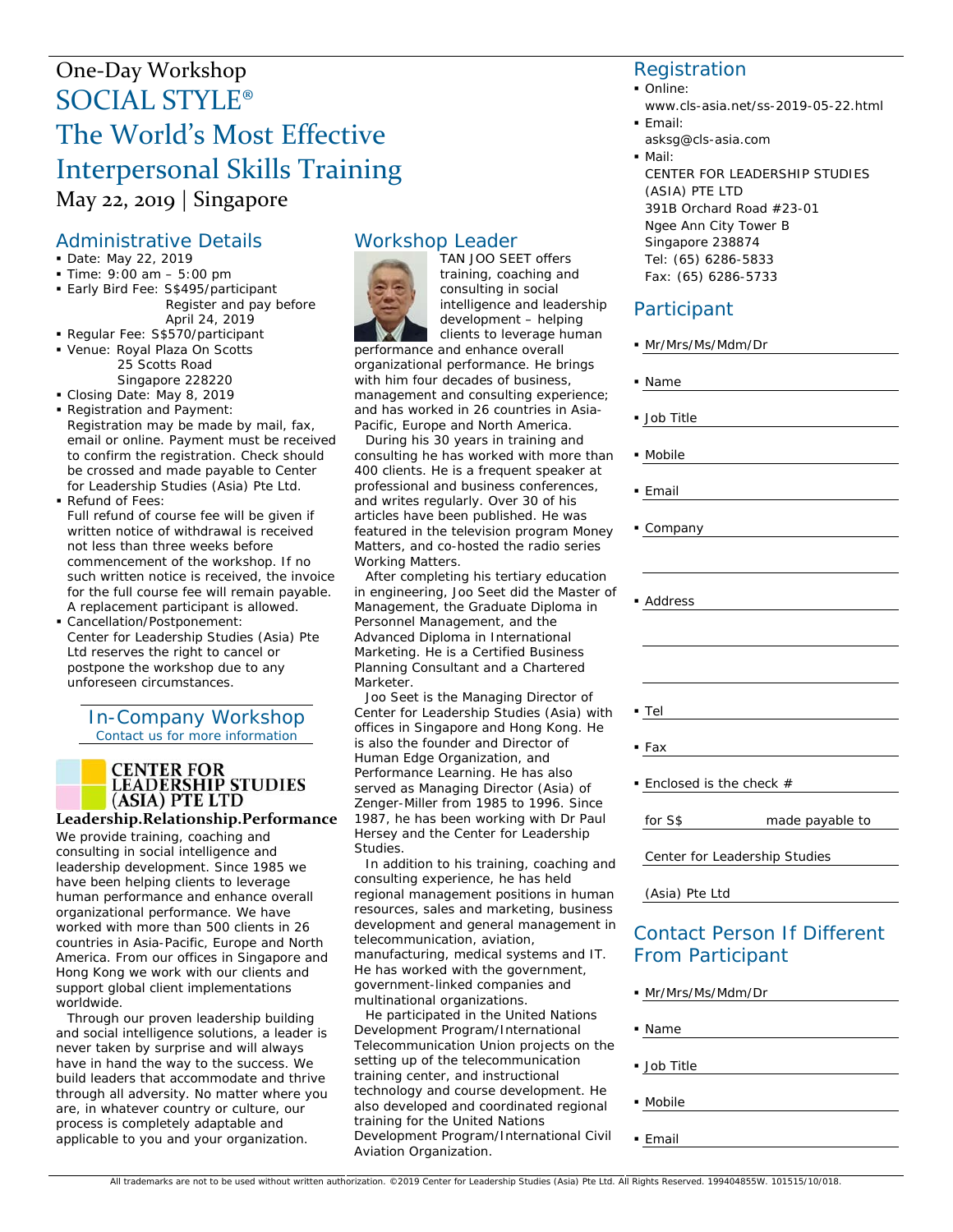One-Day Workshop

# SOCIAL STYLE® The World's Most Effective Interpersonal Skills Training

May 22, 2019 | Singapore

## Administrative Details

- Date: May 22, 2019
- Time: 9:00 am – 5:00 pm
- Early Bird Fee: S$495/participant
  Register and pay before April 24, 2019
- Regular Fee: S$570/participant
- Venue: Royal Plaza On Scotts
  25 Scotts Road
  Singapore 228220
- Closing Date: May 8, 2019
- Registration and Payment:
  Registration may be made by mail, fax, email or online. Payment must be received to confirm the registration. Check should be crossed and made payable to Center for Leadership Studies (Asia) Pte Ltd.
- Refund of Fees:
  Full refund of course fee will be given if written notice of withdrawal is received not less than three weeks before commencement of the workshop. If no such written notice is received, the invoice for the full course fee will remain payable. A replacement participant is allowed.
- Cancellation/Postponement:
  Center for Leadership Studies (Asia) Pte Ltd reserves the right to cancel or postpone the workshop due to any unforeseen circumstances.

## In-Company Workshop

Contact us for more information

**CENTER FOR LEADERSHIP STUDIES (ASIA) PTE LTD**

**Leadership.Relationship.Performance**

We provide training, coaching and consulting in social intelligence and leadership development. Since 1985 we have been helping clients to leverage human performance and enhance overall organizational performance. We have worked with more than 500 clients in 26 countries in Asia-Pacific, Europe and North America. From our offices in Singapore and Hong Kong we work with our clients and support global client implementations worldwide.

Through our proven leadership building and social intelligence solutions, a leader is never taken by surprise and will always have in hand the way to the success. We build leaders that accommodate and thrive through all adversity. No matter where you are, in whatever country or culture, our process is completely adaptable and applicable to you and your organization.

## Workshop Leader

TAN JOO SEET offers training, coaching and consulting in social intelligence and leadership development – helping clients to leverage human performance and enhance overall organizational performance. He brings with him four decades of business, management and consulting experience; and has worked in 26 countries in Asia-Pacific, Europe and North America.

During his 30 years in training and consulting he has worked with more than 400 clients. He is a frequent speaker at professional and business conferences, and writes regularly. Over 30 of his articles have been published. He was featured in the television program Money Matters, and co-hosted the radio series Working Matters.

After completing his tertiary education in engineering, Joo Seet did the Master of Management, the Graduate Diploma in Personnel Management, and the Advanced Diploma in International Marketing. He is a Certified Business Planning Consultant and a Chartered Marketer.

Joo Seet is the Managing Director of Center for Leadership Studies (Asia) with offices in Singapore and Hong Kong. He is also the founder and Director of Human Edge Organization, and Performance Learning. He has also served as Managing Director (Asia) of Zenger-Miller from 1985 to 1996. Since 1987, he has been working with Dr Paul Hersey and the Center for Leadership Studies.

In addition to his training, coaching and consulting experience, he has held regional management positions in human resources, sales and marketing, business development and general management in telecommunication, aviation, manufacturing, medical systems and IT. He has worked with the government, government-linked companies and multinational organizations.

He participated in the United Nations Development Program/International Telecommunication Union projects on the setting up of the telecommunication training center, and instructional technology and course development. He also developed and coordinated regional training for the United Nations Development Program/International Civil Aviation Organization.

## Registration

- Online:
  www.cls-asia.net/ss-2019-05-22.html
- Email:
  asksg@cls-asia.com
- Mail:
  CENTER FOR LEADERSHIP STUDIES (ASIA) PTE LTD
  391B Orchard Road #23-01
  Ngee Ann City Tower B
  Singapore 238874
  Tel: (65) 6286-5833
  Fax: (65) 6286-5733

## Participant

- Mr/Mrs/Ms/Mdm/Dr ____________
- Name ____________
- Job Title ____________
- Mobile ____________
- Email ____________
- Company ____________
- Address ____________
- Tel ____________
- Fax ____________
- Enclosed is the check # ____________

for S$ ____________ made payable to

Center for Leadership Studies

(Asia) Pte Ltd

## Contact Person If Different From Participant

- Mr/Mrs/Ms/Mdm/Dr ____________
- Name ____________
- Job Title ____________
- Mobile ____________
- Email ____________

All trademarks are not to be used without written authorization. ©2019 Center for Leadership Studies (Asia) Pte Ltd. All Rights Reserved. 199404855W. 101515/10/018.